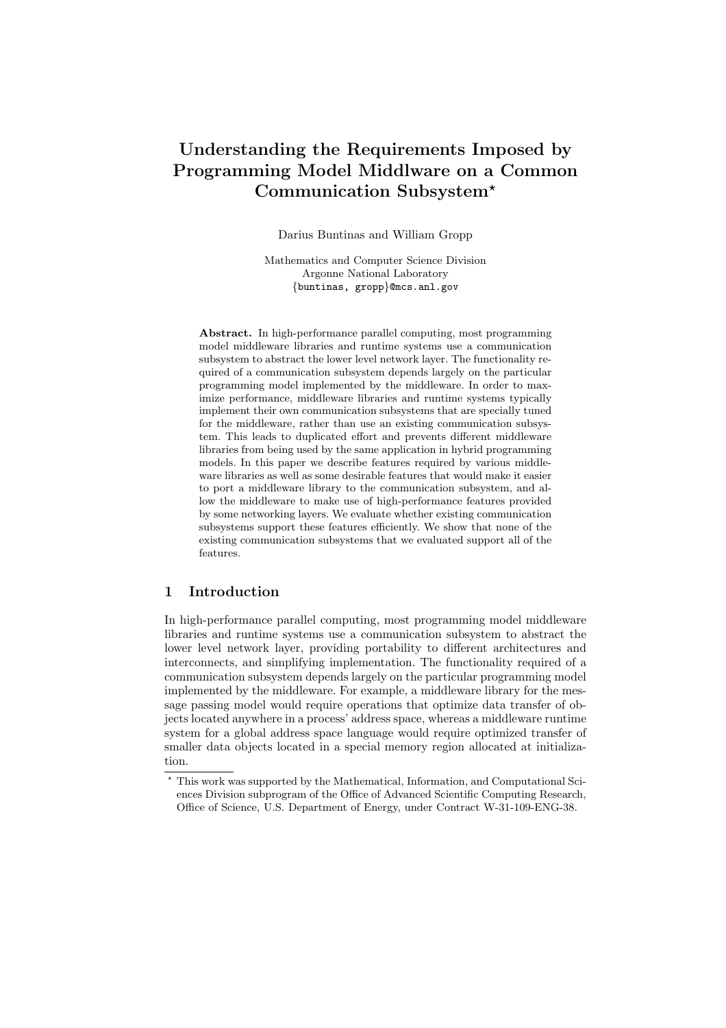# Understanding the Requirements Imposed by Programming Model Middlware on a Common Communication Subsystem*

Darius Buntinas and William Gropp

Mathematics and Computer Science Division
Argonne National Laboratory
{buntinas, gropp}@mcs.anl.gov

**Abstract.** In high-performance parallel computing, most programming model middleware libraries and runtime systems use a communication subsystem to abstract the lower level network layer. The functionality required of a communication subsystem depends largely on the particular programming model implemented by the middleware. In order to maximize performance, middleware libraries and runtime systems typically implement their own communication subsystems that are specially tuned for the middleware, rather than use an existing communication subsystem. This leads to duplicated effort and prevents different middleware libraries from being used by the same application in hybrid programming models. In this paper we describe features required by various middleware libraries as well as some desirable features that would make it easier to port a middleware library to the communication subsystem, and allow the middleware to make use of high-performance features provided by some networking layers. We evaluate whether existing communication subsystems support these features efficiently. We show that none of the existing communication subsystems that we evaluated support all of the features.

## 1 Introduction

In high-performance parallel computing, most programming model middleware libraries and runtime systems use a communication subsystem to abstract the lower level network layer, providing portability to different architectures and interconnects, and simplifying implementation. The functionality required of a communication subsystem depends largely on the particular programming model implemented by the middleware. For example, a middleware library for the message passing model would require operations that optimize data transfer of objects located anywhere in a process' address space, whereas a middleware runtime system for a global address space language would require optimized transfer of smaller data objects located in a special memory region allocated at initialization.

* This work was supported by the Mathematical, Information, and Computational Sciences Division subprogram of the Office of Advanced Scientific Computing Research, Office of Science, U.S. Department of Energy, under Contract W-31-109-ENG-38.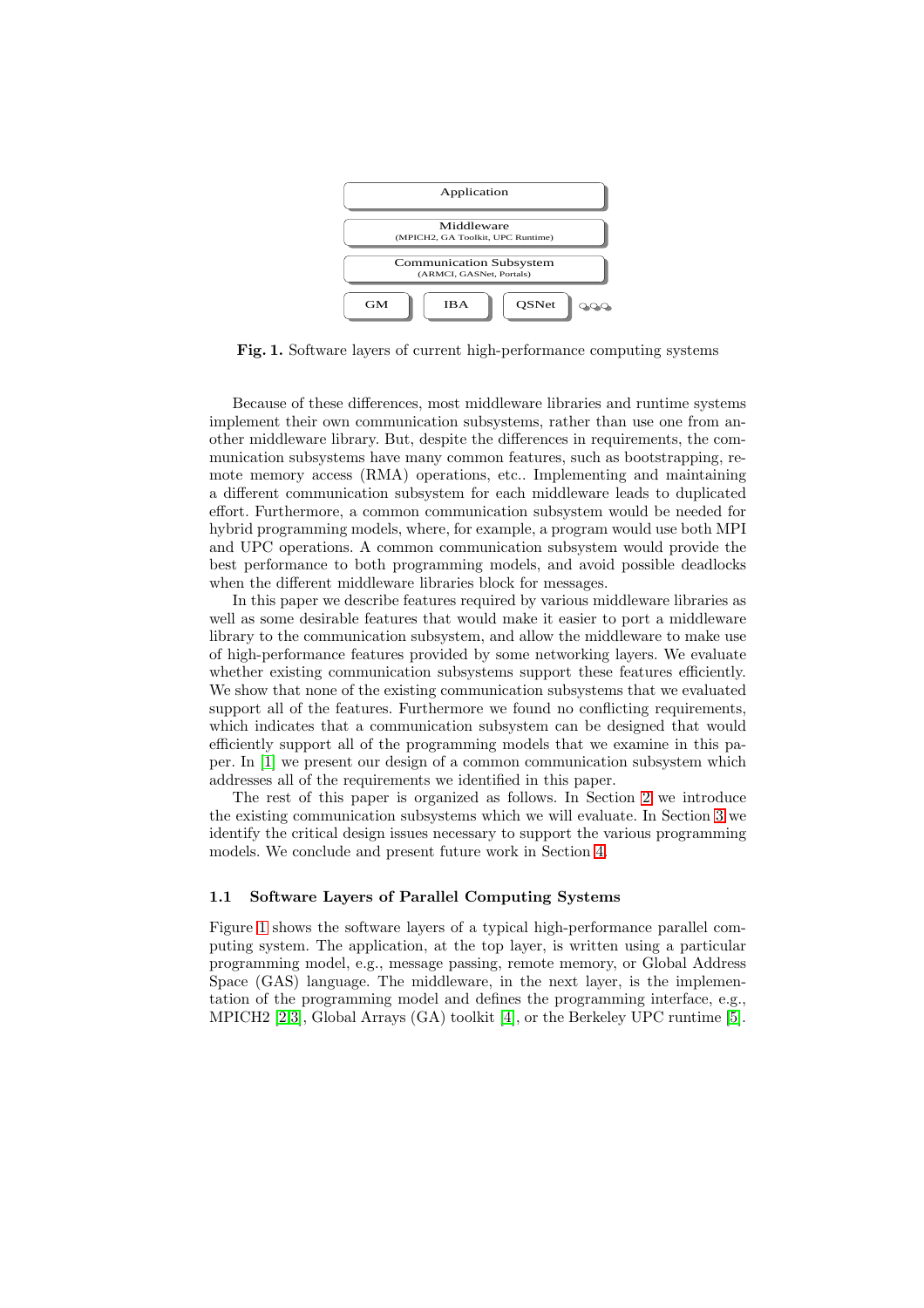Application

Middleware
(MPICH2, GA Toolkit, UPC Runtime)

Communication Subsystem
(ARMCI, GASNet, Portals)

GM | IBA | QSNet | ...

**Fig. 1.** Software layers of current high-performance computing systems

Because of these differences, most middleware libraries and runtime systems implement their own communication subsystems, rather than use one from another middleware library. But, despite the differences in requirements, the communication subsystems have many common features, such as bootstrapping, remote memory access (RMA) operations, etc.. Implementing and maintaining a different communication subsystem for each middleware leads to duplicated effort. Furthermore, a common communication subsystem would be needed for hybrid programming models, where, for example, a program would use both MPI and UPC operations. A common communication subsystem would provide the best performance to both programming models, and avoid possible deadlocks when the different middleware libraries block for messages.

In this paper we describe features required by various middleware libraries as well as some desirable features that would make it easier to port a middleware library to the communication subsystem, and allow the middleware to make use of high-performance features provided by some networking layers. We evaluate whether existing communication subsystems support these features efficiently. We show that none of the existing communication subsystems that we evaluated support all of the features. Furthermore we found no conflicting requirements, which indicates that a communication subsystem can be designed that would efficiently support all of the programming models that we examine in this paper. In [1] we present our design of a common communication subsystem which addresses all of the requirements we identified in this paper.

The rest of this paper is organized as follows. In Section 2 we introduce the existing communication subsystems which we will evaluate. In Section 3 we identify the critical design issues necessary to support the various programming models. We conclude and present future work in Section 4.

### 1.1 Software Layers of Parallel Computing Systems

Figure 1 shows the software layers of a typical high-performance parallel computing system. The application, at the top layer, is written using a particular programming model, e.g., message passing, remote memory, or Global Address Space (GAS) language. The middleware, in the next layer, is the implementation of the programming model and defines the programming interface, e.g., MPICH2 [2,3], Global Arrays (GA) toolkit [4], or the Berkeley UPC runtime [5].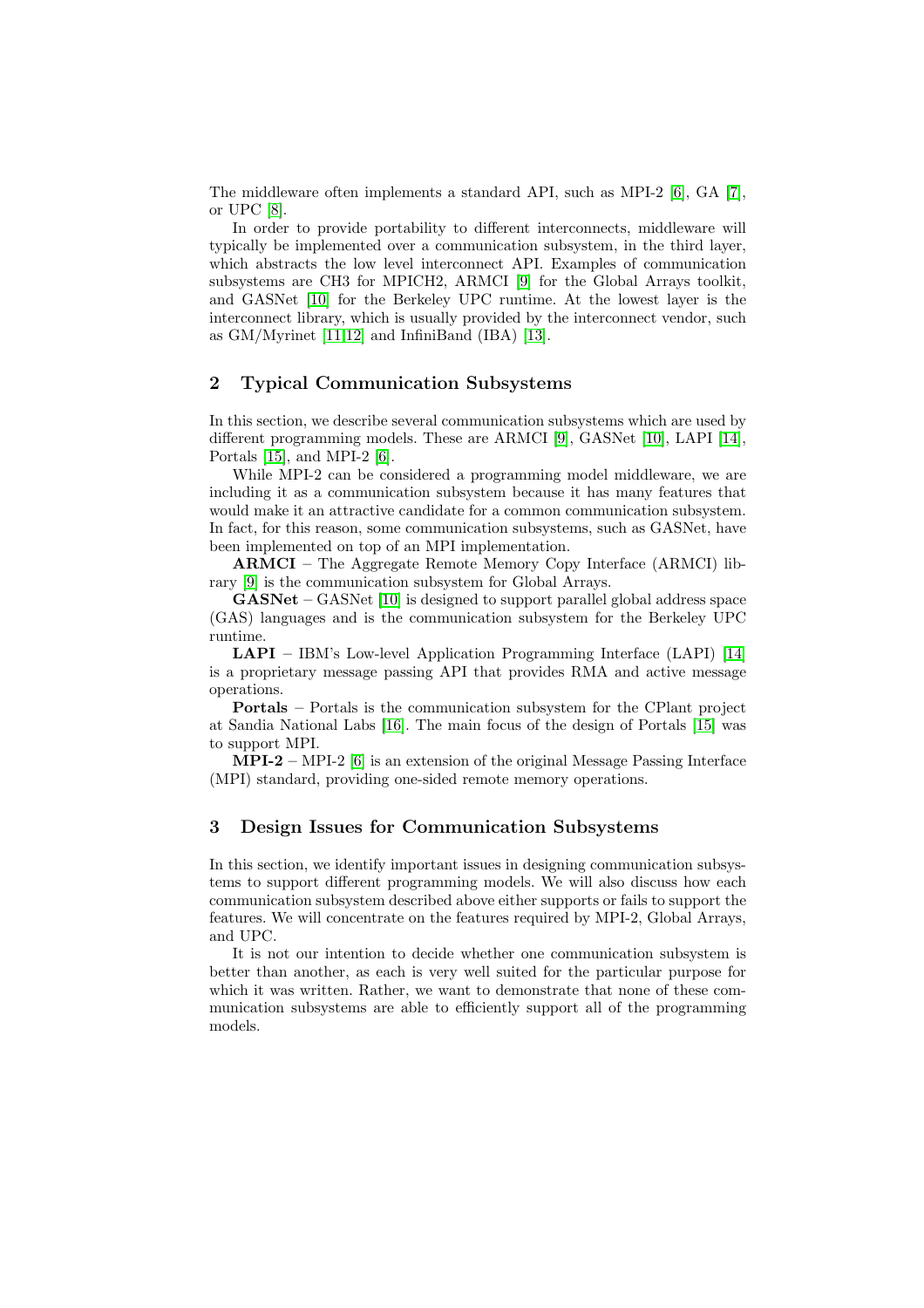The middleware often implements a standard API, such as MPI-2 [6], GA [7], or UPC [8].

In order to provide portability to different interconnects, middleware will typically be implemented over a communication subsystem, in the third layer, which abstracts the low level interconnect API. Examples of communication subsystems are CH3 for MPICH2, ARMCI [9] for the Global Arrays toolkit, and GASNet [10] for the Berkeley UPC runtime. At the lowest layer is the interconnect library, which is usually provided by the interconnect vendor, such as GM/Myrinet [11,12] and InfiniBand (IBA) [13].

## 2 Typical Communication Subsystems

In this section, we describe several communication subsystems which are used by different programming models. These are ARMCI [9], GASNet [10], LAPI [14], Portals [15], and MPI-2 [6].

While MPI-2 can be considered a programming model middleware, we are including it as a communication subsystem because it has many features that would make it an attractive candidate for a common communication subsystem. In fact, for this reason, some communication subsystems, such as GASNet, have been implemented on top of an MPI implementation.

**ARMCI** – The Aggregate Remote Memory Copy Interface (ARMCI) library [9] is the communication subsystem for Global Arrays.

**GASNet** – GASNet [10] is designed to support parallel global address space (GAS) languages and is the communication subsystem for the Berkeley UPC runtime.

**LAPI** – IBM's Low-level Application Programming Interface (LAPI) [14] is a proprietary message passing API that provides RMA and active message operations.

**Portals** – Portals is the communication subsystem for the CPlant project at Sandia National Labs [16]. The main focus of the design of Portals [15] was to support MPI.

**MPI-2** – MPI-2 [6] is an extension of the original Message Passing Interface (MPI) standard, providing one-sided remote memory operations.

## 3 Design Issues for Communication Subsystems

In this section, we identify important issues in designing communication subsystems to support different programming models. We will also discuss how each communication subsystem described above either supports or fails to support the features. We will concentrate on the features required by MPI-2, Global Arrays, and UPC.

It is not our intention to decide whether one communication subsystem is better than another, as each is very well suited for the particular purpose for which it was written. Rather, we want to demonstrate that none of these communication subsystems are able to efficiently support all of the programming models.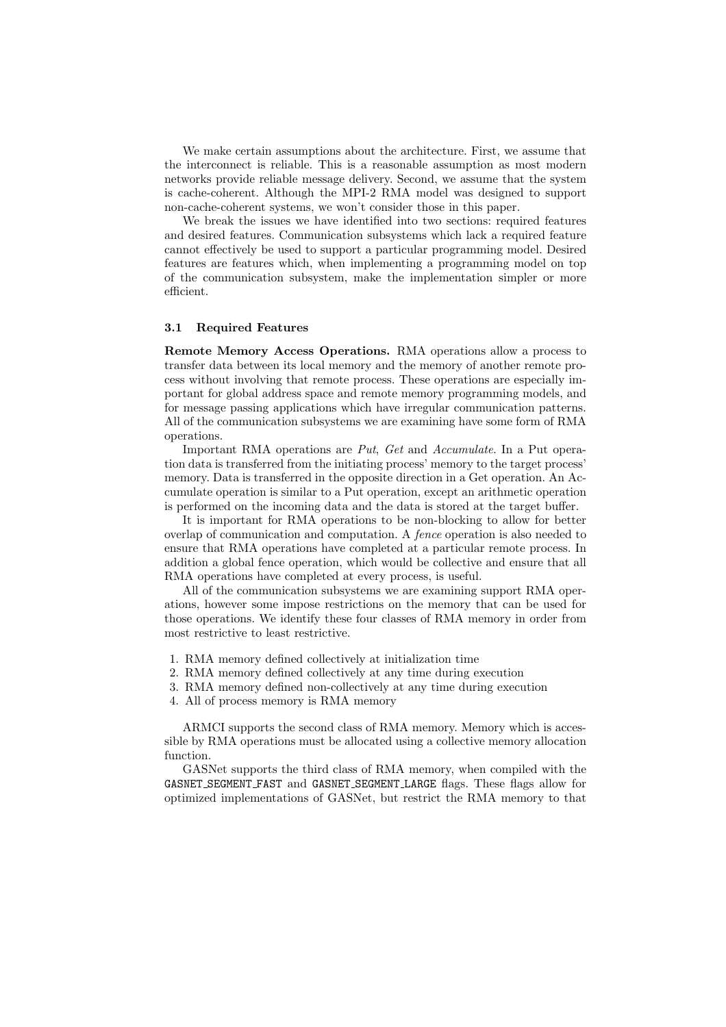We make certain assumptions about the architecture. First, we assume that the interconnect is reliable. This is a reasonable assumption as most modern networks provide reliable message delivery. Second, we assume that the system is cache-coherent. Although the MPI-2 RMA model was designed to support non-cache-coherent systems, we won't consider those in this paper.

We break the issues we have identified into two sections: required features and desired features. Communication subsystems which lack a required feature cannot effectively be used to support a particular programming model. Desired features are features which, when implementing a programming model on top of the communication subsystem, make the implementation simpler or more efficient.

### 3.1 Required Features

**Remote Memory Access Operations.** RMA operations allow a process to transfer data between its local memory and the memory of another remote process without involving that remote process. These operations are especially important for global address space and remote memory programming models, and for message passing applications which have irregular communication patterns. All of the communication subsystems we are examining have some form of RMA operations.

Important RMA operations are *Put*, *Get* and *Accumulate*. In a Put operation data is transferred from the initiating process' memory to the target process' memory. Data is transferred in the opposite direction in a Get operation. An Accumulate operation is similar to a Put operation, except an arithmetic operation is performed on the incoming data and the data is stored at the target buffer.

It is important for RMA operations to be non-blocking to allow for better overlap of communication and computation. A *fence* operation is also needed to ensure that RMA operations have completed at a particular remote process. In addition a global fence operation, which would be collective and ensure that all RMA operations have completed at every process, is useful.

All of the communication subsystems we are examining support RMA operations, however some impose restrictions on the memory that can be used for those operations. We identify these four classes of RMA memory in order from most restrictive to least restrictive.

1. RMA memory defined collectively at initialization time
2. RMA memory defined collectively at any time during execution
3. RMA memory defined non-collectively at any time during execution
4. All of process memory is RMA memory

ARMCI supports the second class of RMA memory. Memory which is accessible by RMA operations must be allocated using a collective memory allocation function.

GASNet supports the third class of RMA memory, when compiled with the `GASNET_SEGMENT_FAST` and `GASNET_SEGMENT_LARGE` flags. These flags allow for optimized implementations of GASNet, but restrict the RMA memory to that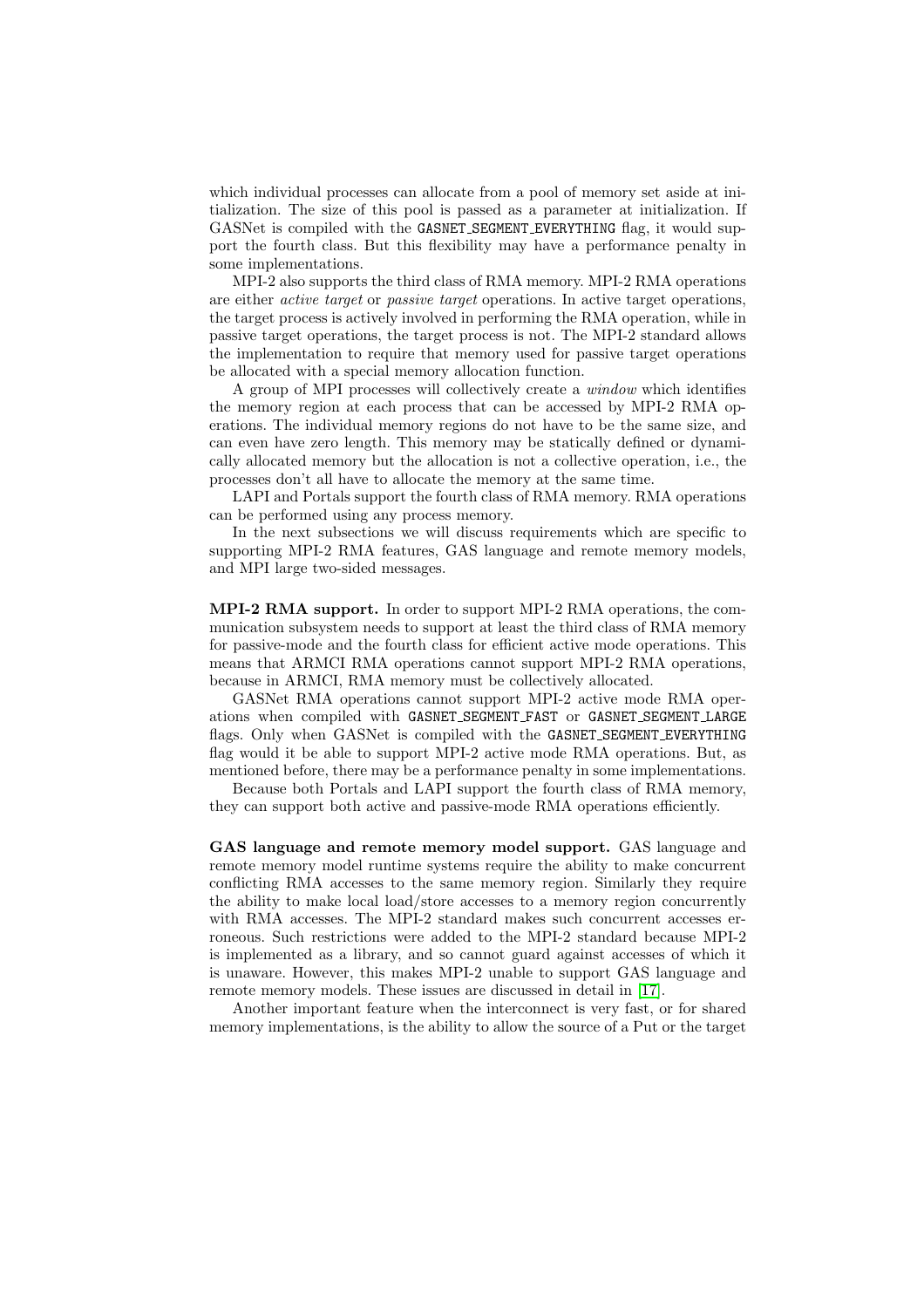which individual processes can allocate from a pool of memory set aside at initialization. The size of this pool is passed as a parameter at initialization. If GASNet is compiled with the `GASNET_SEGMENT_EVERYTHING` flag, it would support the fourth class. But this flexibility may have a performance penalty in some implementations.

MPI-2 also supports the third class of RMA memory. MPI-2 RMA operations are either *active target* or *passive target* operations. In active target operations, the target process is actively involved in performing the RMA operation, while in passive target operations, the target process is not. The MPI-2 standard allows the implementation to require that memory used for passive target operations be allocated with a special memory allocation function.

A group of MPI processes will collectively create a *window* which identifies the memory region at each process that can be accessed by MPI-2 RMA operations. The individual memory regions do not have to be the same size, and can even have zero length. This memory may be statically defined or dynamically allocated memory but the allocation is not a collective operation, i.e., the processes don't all have to allocate the memory at the same time.

LAPI and Portals support the fourth class of RMA memory. RMA operations can be performed using any process memory.

In the next subsections we will discuss requirements which are specific to supporting MPI-2 RMA features, GAS language and remote memory models, and MPI large two-sided messages.

**MPI-2 RMA support.** In order to support MPI-2 RMA operations, the communication subsystem needs to support at least the third class of RMA memory for passive-mode and the fourth class for efficient active mode operations. This means that ARMCI RMA operations cannot support MPI-2 RMA operations, because in ARMCI, RMA memory must be collectively allocated.

GASNet RMA operations cannot support MPI-2 active mode RMA operations when compiled with `GASNET_SEGMENT_FAST` or `GASNET_SEGMENT_LARGE` flags. Only when GASNet is compiled with the `GASNET_SEGMENT_EVERYTHING` flag would it be able to support MPI-2 active mode RMA operations. But, as mentioned before, there may be a performance penalty in some implementations.

Because both Portals and LAPI support the fourth class of RMA memory, they can support both active and passive-mode RMA operations efficiently.

**GAS language and remote memory model support.** GAS language and remote memory model runtime systems require the ability to make concurrent conflicting RMA accesses to the same memory region. Similarly they require the ability to make local load/store accesses to a memory region concurrently with RMA accesses. The MPI-2 standard makes such concurrent accesses erroneous. Such restrictions were added to the MPI-2 standard because MPI-2 is implemented as a library, and so cannot guard against accesses of which it is unaware. However, this makes MPI-2 unable to support GAS language and remote memory models. These issues are discussed in detail in [17].

Another important feature when the interconnect is very fast, or for shared memory implementations, is the ability to allow the source of a Put or the target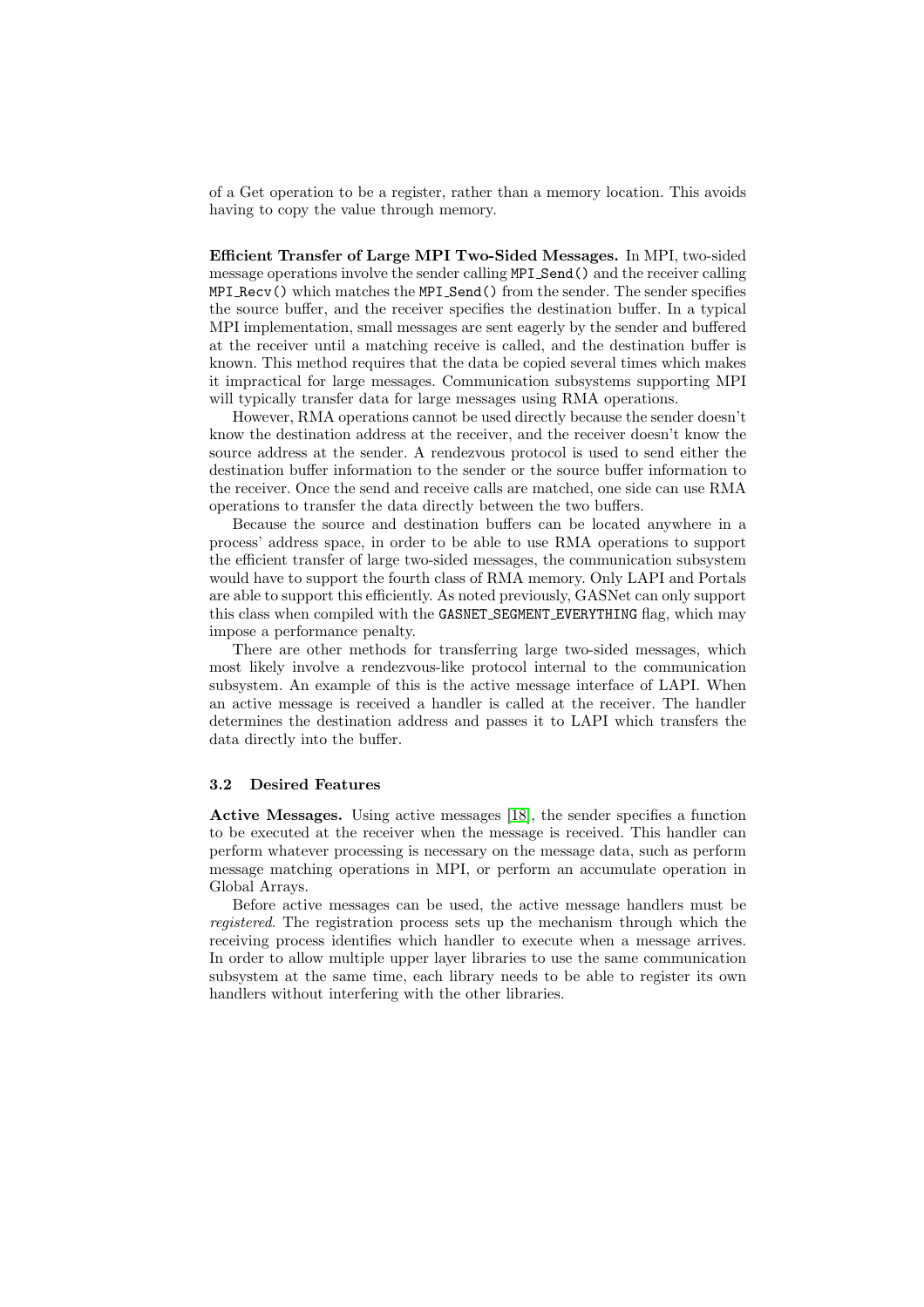of a Get operation to be a register, rather than a memory location. This avoids having to copy the value through memory.

**Efficient Transfer of Large MPI Two-Sided Messages.** In MPI, two-sided message operations involve the sender calling `MPI_Send()` and the receiver calling `MPI_Recv()` which matches the `MPI_Send()` from the sender. The sender specifies the source buffer, and the receiver specifies the destination buffer. In a typical MPI implementation, small messages are sent eagerly by the sender and buffered at the receiver until a matching receive is called, and the destination buffer is known. This method requires that the data be copied several times which makes it impractical for large messages. Communication subsystems supporting MPI will typically transfer data for large messages using RMA operations.

However, RMA operations cannot be used directly because the sender doesn't know the destination address at the receiver, and the receiver doesn't know the source address at the sender. A rendezvous protocol is used to send either the destination buffer information to the sender or the source buffer information to the receiver. Once the send and receive calls are matched, one side can use RMA operations to transfer the data directly between the two buffers.

Because the source and destination buffers can be located anywhere in a process' address space, in order to be able to use RMA operations to support the efficient transfer of large two-sided messages, the communication subsystem would have to support the fourth class of RMA memory. Only LAPI and Portals are able to support this efficiently. As noted previously, GASNet can only support this class when compiled with the `GASNET_SEGMENT_EVERYTHING` flag, which may impose a performance penalty.

There are other methods for transferring large two-sided messages, which most likely involve a rendezvous-like protocol internal to the communication subsystem. An example of this is the active message interface of LAPI. When an active message is received a handler is called at the receiver. The handler determines the destination address and passes it to LAPI which transfers the data directly into the buffer.

### 3.2 Desired Features

**Active Messages.** Using active messages [18], the sender specifies a function to be executed at the receiver when the message is received. This handler can perform whatever processing is necessary on the message data, such as perform message matching operations in MPI, or perform an accumulate operation in Global Arrays.

Before active messages can be used, the active message handlers must be *registered*. The registration process sets up the mechanism through which the receiving process identifies which handler to execute when a message arrives. In order to allow multiple upper layer libraries to use the same communication subsystem at the same time, each library needs to be able to register its own handlers without interfering with the other libraries.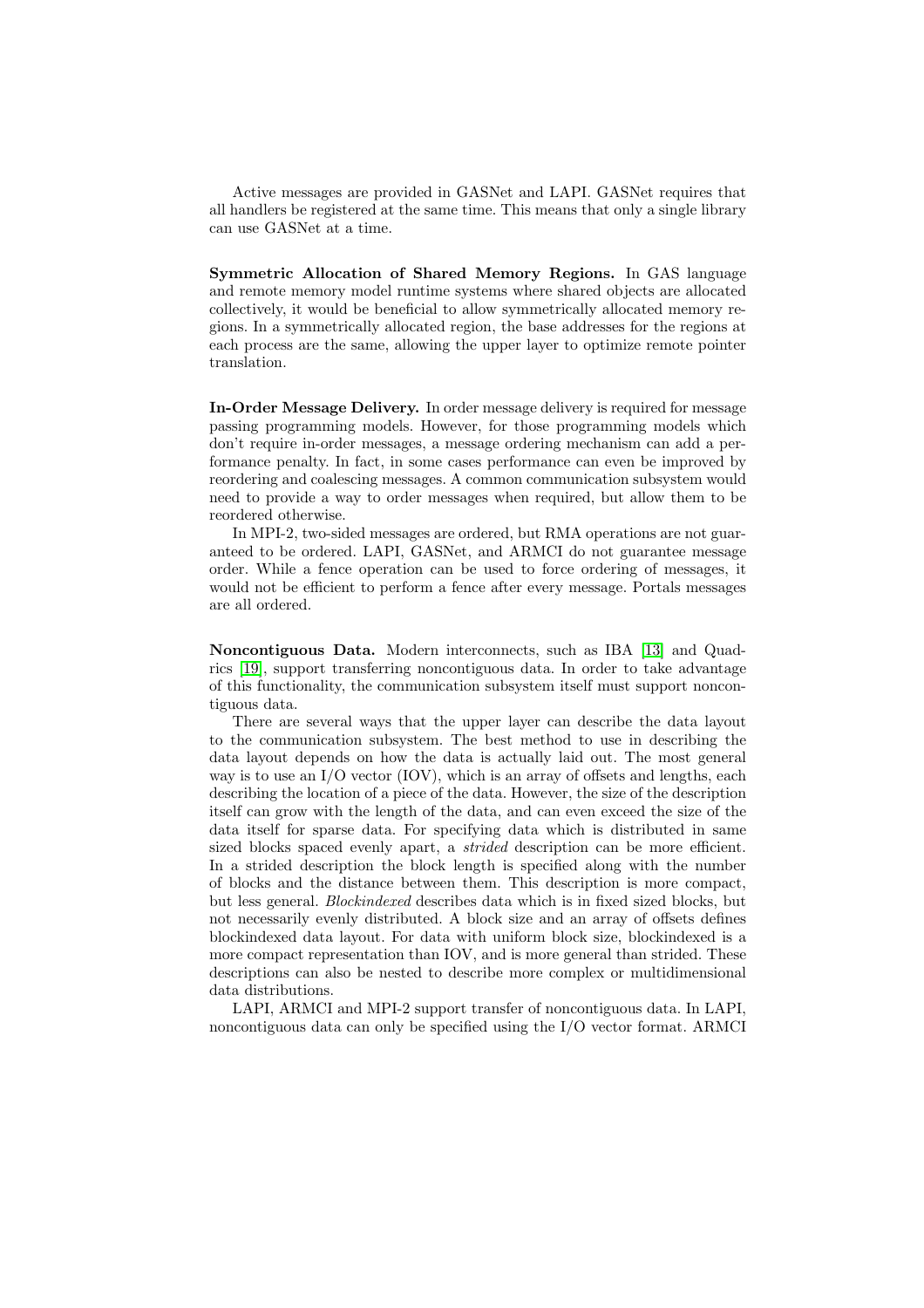Active messages are provided in GASNet and LAPI. GASNet requires that all handlers be registered at the same time. This means that only a single library can use GASNet at a time.

**Symmetric Allocation of Shared Memory Regions.** In GAS language and remote memory model runtime systems where shared objects are allocated collectively, it would be beneficial to allow symmetrically allocated memory regions. In a symmetrically allocated region, the base addresses for the regions at each process are the same, allowing the upper layer to optimize remote pointer translation.

**In-Order Message Delivery.** In order message delivery is required for message passing programming models. However, for those programming models which don't require in-order messages, a message ordering mechanism can add a performance penalty. In fact, in some cases performance can even be improved by reordering and coalescing messages. A common communication subsystem would need to provide a way to order messages when required, but allow them to be reordered otherwise.

In MPI-2, two-sided messages are ordered, but RMA operations are not guaranteed to be ordered. LAPI, GASNet, and ARMCI do not guarantee message order. While a fence operation can be used to force ordering of messages, it would not be efficient to perform a fence after every message. Portals messages are all ordered.

**Noncontiguous Data.** Modern interconnects, such as IBA [13] and Quadrics [19], support transferring noncontiguous data. In order to take advantage of this functionality, the communication subsystem itself must support noncontiguous data.

There are several ways that the upper layer can describe the data layout to the communication subsystem. The best method to use in describing the data layout depends on how the data is actually laid out. The most general way is to use an I/O vector (IOV), which is an array of offsets and lengths, each describing the location of a piece of the data. However, the size of the description itself can grow with the length of the data, and can even exceed the size of the data itself for sparse data. For specifying data which is distributed in same sized blocks spaced evenly apart, a *strided* description can be more efficient. In a strided description the block length is specified along with the number of blocks and the distance between them. This description is more compact, but less general. *Blockindexed* describes data which is in fixed sized blocks, but not necessarily evenly distributed. A block size and an array of offsets defines blockindexed data layout. For data with uniform block size, blockindexed is a more compact representation than IOV, and is more general than strided. These descriptions can also be nested to describe more complex or multidimensional data distributions.

LAPI, ARMCI and MPI-2 support transfer of noncontiguous data. In LAPI, noncontiguous data can only be specified using the I/O vector format. ARMCI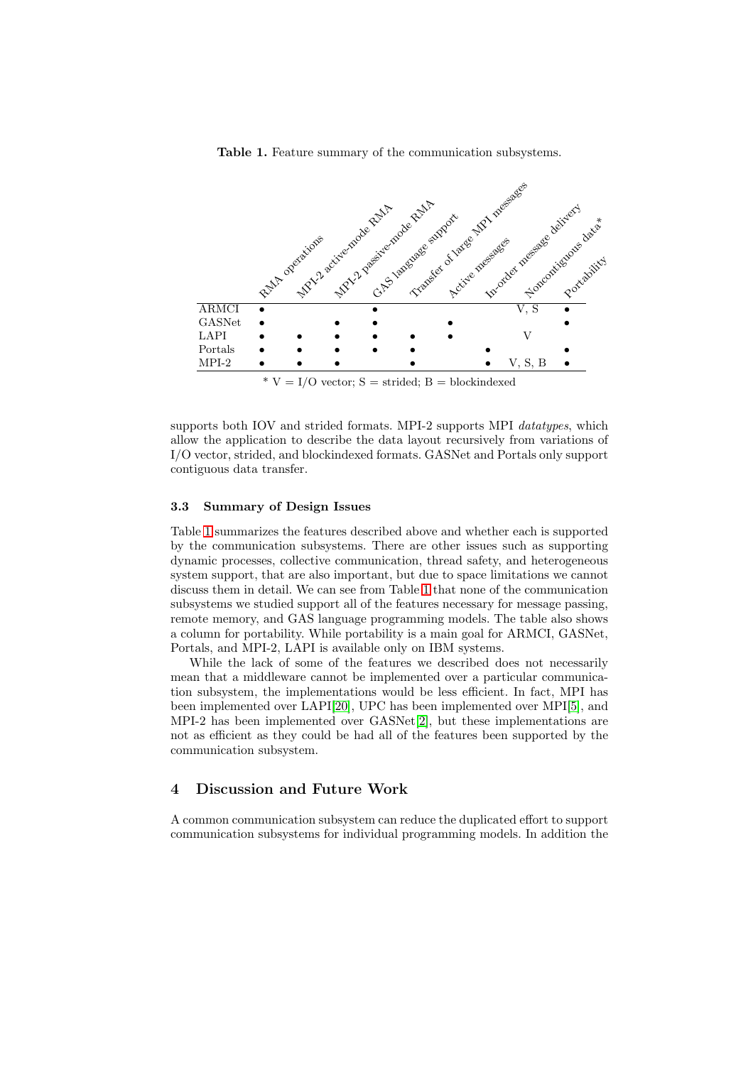**Table 1.** Feature summary of the communication subsystems.

| | RMA operations | MPI-2 active-mode RMA | MPI-2 passive-mode RMA | GAS language support | Transfer of large MPI messages | Active messages | In-order message delivery | Noncontiguous data* | Portability |
|---|---|---|---|---|---|---|---|---|---|
| ARMCI | • | | | • | | | | V, S | • |
| GASNet | • | | • | • | | • | | | • |
| LAPI | • | • | • | • | • | • | | V | |
| Portals | • | • | • | • | • | | • | | • |
| MPI-2 | • | • | • | | • | | • | V, S, B | • |

\* V = I/O vector; S = strided; B = blockindexed

supports both IOV and strided formats. MPI-2 supports MPI *datatypes*, which allow the application to describe the data layout recursively from variations of I/O vector, strided, and blockindexed formats. GASNet and Portals only support contiguous data transfer.

### 3.3 Summary of Design Issues

Table 1 summarizes the features described above and whether each is supported by the communication subsystems. There are other issues such as supporting dynamic processes, collective communication, thread safety, and heterogeneous system support, that are also important, but due to space limitations we cannot discuss them in detail. We can see from Table 1 that none of the communication subsystems we studied support all of the features necessary for message passing, remote memory, and GAS language programming models. The table also shows a column for portability. While portability is a main goal for ARMCI, GASNet, Portals, and MPI-2, LAPI is available only on IBM systems.

While the lack of some of the features we described does not necessarily mean that a middleware cannot be implemented over a particular communication subsystem, the implementations would be less efficient. In fact, MPI has been implemented over LAPI[20], UPC has been implemented over MPI[5], and MPI-2 has been implemented over GASNet[2], but these implementations are not as efficient as they could be had all of the features been supported by the communication subsystem.

## 4 Discussion and Future Work

A common communication subsystem can reduce the duplicated effort to support communication subsystems for individual programming models. In addition the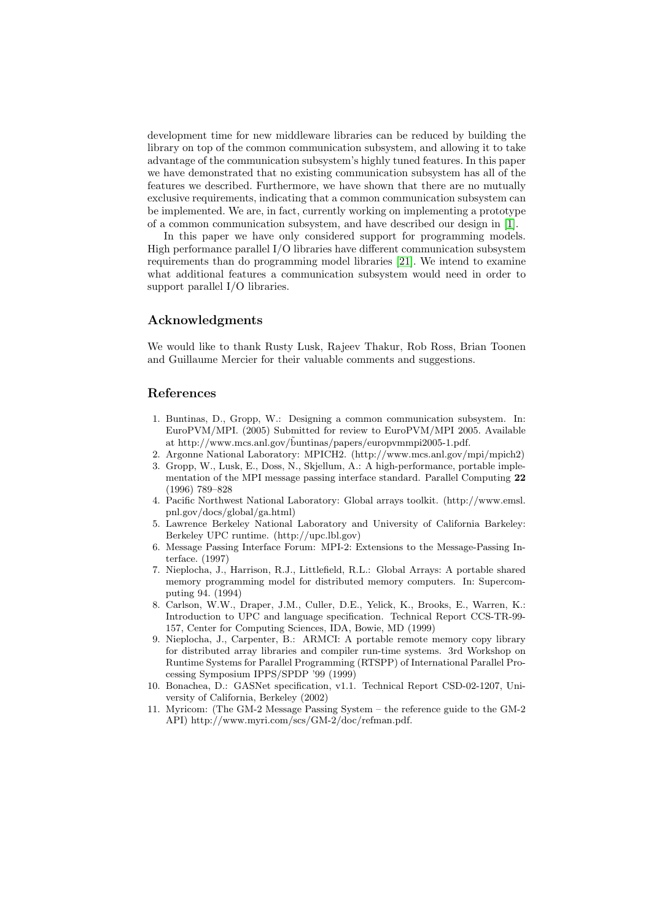development time for new middleware libraries can be reduced by building the library on top of the common communication subsystem, and allowing it to take advantage of the communication subsystem's highly tuned features. In this paper we have demonstrated that no existing communication subsystem has all of the features we described. Furthermore, we have shown that there are no mutually exclusive requirements, indicating that a common communication subsystem can be implemented. We are, in fact, currently working on implementing a prototype of a common communication subsystem, and have described our design in [1].

In this paper we have only considered support for programming models. High performance parallel I/O libraries have different communication subsystem requirements than do programming model libraries [21]. We intend to examine what additional features a communication subsystem would need in order to support parallel I/O libraries.

## Acknowledgments

We would like to thank Rusty Lusk, Rajeev Thakur, Rob Ross, Brian Toonen and Guillaume Mercier for their valuable comments and suggestions.

## References

1. Buntinas, D., Gropp, W.: Designing a common communication subsystem. In: EuroPVM/MPI. (2005) Submitted for review to EuroPVM/MPI 2005. Available at http://www.mcs.anl.gov/˜buntinas/papers/europvmmpi2005-1.pdf.
2. Argonne National Laboratory: MPICH2. (http://www.mcs.anl.gov/mpi/mpich2)
3. Gropp, W., Lusk, E., Doss, N., Skjellum, A.: A high-performance, portable implementation of the MPI message passing interface standard. Parallel Computing **22** (1996) 789–828
4. Pacific Northwest National Laboratory: Global arrays toolkit. (http://www.emsl.pnl.gov/docs/global/ga.html)
5. Lawrence Berkeley National Laboratory and University of California Barkeley: Berkeley UPC runtime. (http://upc.lbl.gov)
6. Message Passing Interface Forum: MPI-2: Extensions to the Message-Passing Interface. (1997)
7. Nieplocha, J., Harrison, R.J., Littlefield, R.L.: Global Arrays: A portable shared memory programming model for distributed memory computers. In: Supercomputing 94. (1994)
8. Carlson, W.W., Draper, J.M., Culler, D.E., Yelick, K., Brooks, E., Warren, K.: Introduction to UPC and language specification. Technical Report CCS-TR-99-157, Center for Computing Sciences, IDA, Bowie, MD (1999)
9. Nieplocha, J., Carpenter, B.: ARMCI: A portable remote memory copy library for distributed array libraries and compiler run-time systems. 3rd Workshop on Runtime Systems for Parallel Programming (RTSPP) of International Parallel Processing Symposium IPPS/SPDP '99 (1999)
10. Bonachea, D.: GASNet specification, v1.1. Technical Report CSD-02-1207, University of California, Berkeley (2002)
11. Myricom: (The GM-2 Message Passing System – the reference guide to the GM-2 API) http://www.myri.com/scs/GM-2/doc/refman.pdf.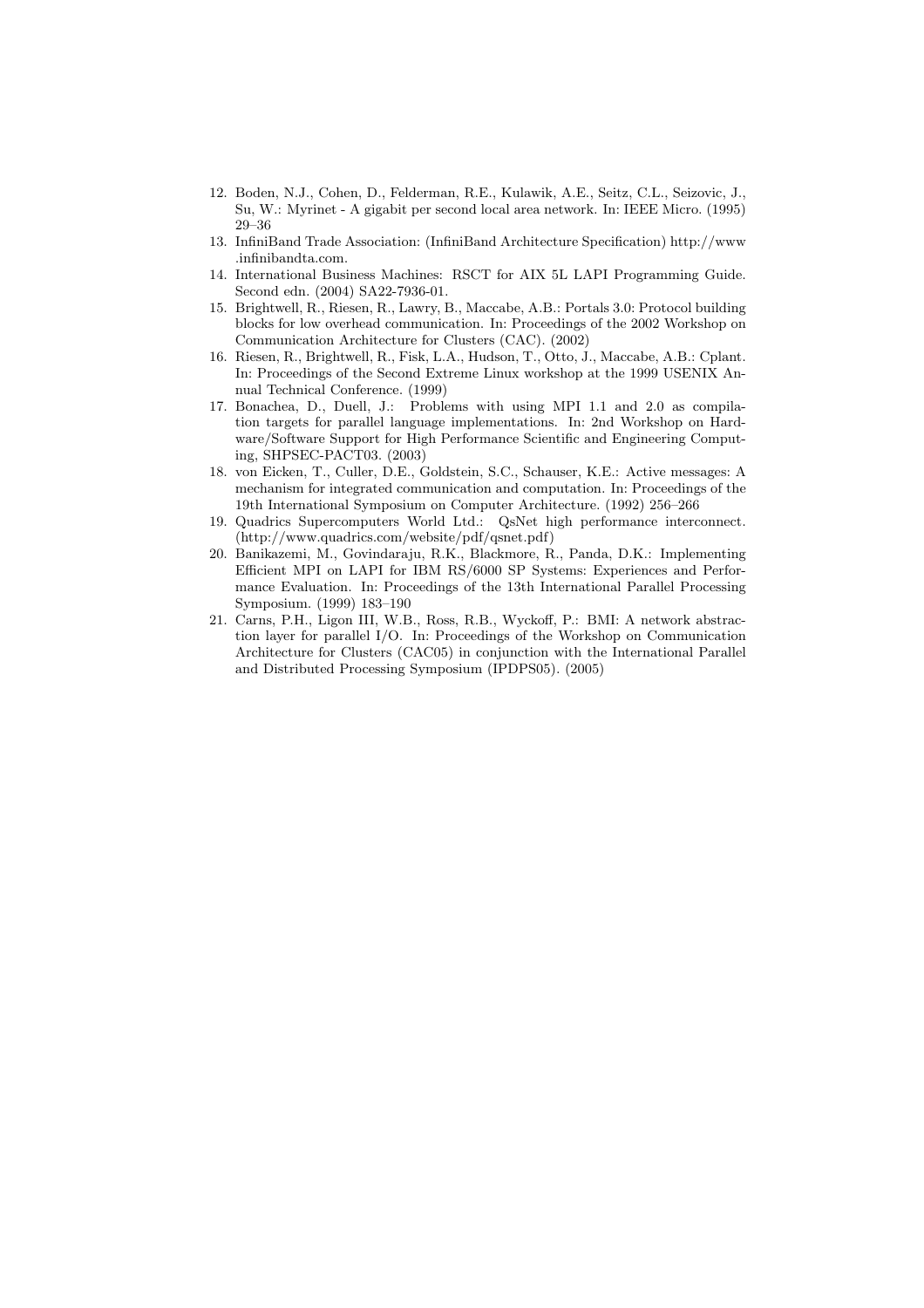12. Boden, N.J., Cohen, D., Felderman, R.E., Kulawik, A.E., Seitz, C.L., Seizovic, J., Su, W.: Myrinet - A gigabit per second local area network. In: IEEE Micro. (1995) 29–36
13. InfiniBand Trade Association: (InfiniBand Architecture Specification) http://www.infinibandta.com.
14. International Business Machines: RSCT for AIX 5L LAPI Programming Guide. Second edn. (2004) SA22-7936-01.
15. Brightwell, R., Riesen, R., Lawry, B., Maccabe, A.B.: Portals 3.0: Protocol building blocks for low overhead communication. In: Proceedings of the 2002 Workshop on Communication Architecture for Clusters (CAC). (2002)
16. Riesen, R., Brightwell, R., Fisk, L.A., Hudson, T., Otto, J., Maccabe, A.B.: Cplant. In: Proceedings of the Second Extreme Linux workshop at the 1999 USENIX Annual Technical Conference. (1999)
17. Bonachea, D., Duell, J.: Problems with using MPI 1.1 and 2.0 as compilation targets for parallel language implementations. In: 2nd Workshop on Hardware/Software Support for High Performance Scientific and Engineering Computing, SHPSEC-PACT03. (2003)
18. von Eicken, T., Culler, D.E., Goldstein, S.C., Schauser, K.E.: Active messages: A mechanism for integrated communication and computation. In: Proceedings of the 19th International Symposium on Computer Architecture. (1992) 256–266
19. Quadrics Supercomputers World Ltd.: QsNet high performance interconnect. (http://www.quadrics.com/website/pdf/qsnet.pdf)
20. Banikazemi, M., Govindaraju, R.K., Blackmore, R., Panda, D.K.: Implementing Efficient MPI on LAPI for IBM RS/6000 SP Systems: Experiences and Performance Evaluation. In: Proceedings of the 13th International Parallel Processing Symposium. (1999) 183–190
21. Carns, P.H., Ligon III, W.B., Ross, R.B., Wyckoff, P.: BMI: A network abstraction layer for parallel I/O. In: Proceedings of the Workshop on Communication Architecture for Clusters (CAC05) in conjunction with the International Parallel and Distributed Processing Symposium (IPDPS05). (2005)